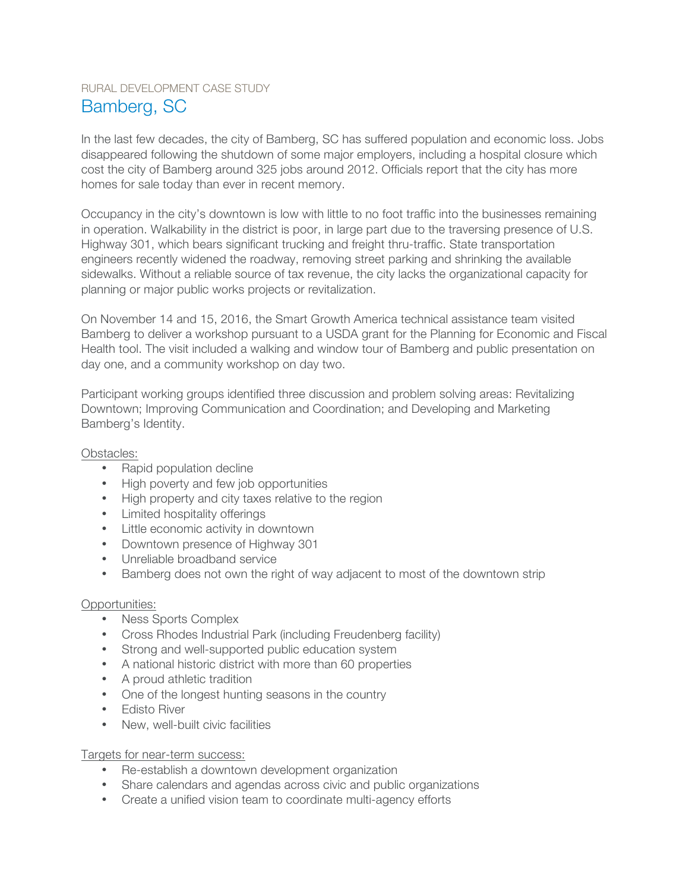RURAL DEVELOPMENT CASE STUDY

# Bamberg, SC

In the last few decades, the city of Bamberg, SC has suffered population and economic loss. Jobs disappeared following the shutdown of some major employers, including a hospital closure which cost the city of Bamberg around 325 jobs around 2012. Officials report that the city has more homes for sale today than ever in recent memory.

Occupancy in the city's downtown is low with little to no foot traffic into the businesses remaining in operation. Walkability in the district is poor, in large part due to the traversing presence of U.S. Highway 301, which bears significant trucking and freight thru-traffic. State transportation engineers recently widened the roadway, removing street parking and shrinking the available sidewalks. Without a reliable source of tax revenue, the city lacks the organizational capacity for planning or major public works projects or revitalization.

On November 14 and 15, 2016, the Smart Growth America technical assistance team visited Bamberg to deliver a workshop pursuant to a USDA grant for the Planning for Economic and Fiscal Health tool. The visit included a walking and window tour of Bamberg and public presentation on day one, and a community workshop on day two.

Participant working groups identified three discussion and problem solving areas: Revitalizing Downtown; Improving Communication and Coordination; and Developing and Marketing Bamberg's Identity.

Obstacles:

- Rapid population decline
- High poverty and few job opportunities
- High property and city taxes relative to the region
- Limited hospitality offerings
- Little economic activity in downtown
- Downtown presence of Highway 301
- Unreliable broadband service
- Bamberg does not own the right of way adjacent to most of the downtown strip

Opportunities:

- Ness Sports Complex
- Cross Rhodes Industrial Park (including Freudenberg facility)
- Strong and well-supported public education system
- A national historic district with more than 60 properties
- A proud athletic tradition
- One of the longest hunting seasons in the country
- Edisto River
- New, well-built civic facilities

Targets for near-term success:

- Re-establish a downtown development organization
- Share calendars and agendas across civic and public organizations
- Create a unified vision team to coordinate multi-agency efforts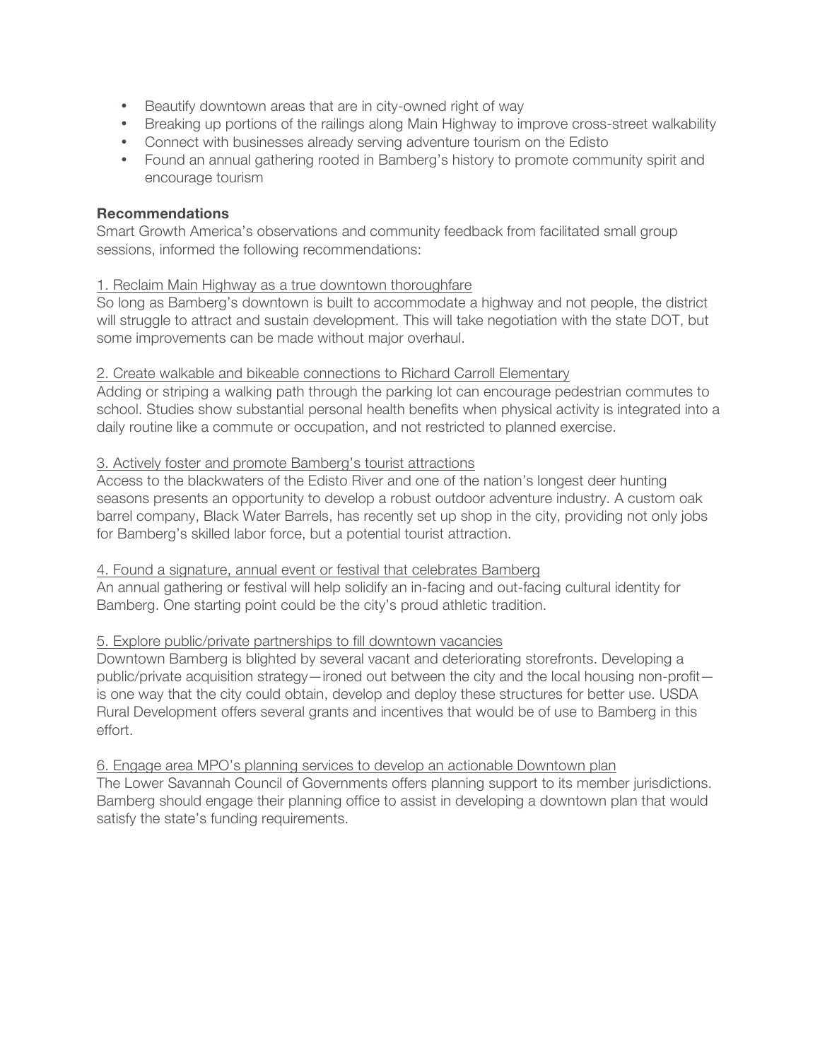- Beautify downtown areas that are in city-owned right of way
- Breaking up portions of the railings along Main Highway to improve cross-street walkability
- Connect with businesses already serving adventure tourism on the Edisto
- Found an annual gathering rooted in Bamberg's history to promote community spirit and encourage tourism

**Recommendations**

Smart Growth America's observations and community feedback from facilitated small group sessions, informed the following recommendations:

1. Reclaim Main Highway as a true downtown thoroughfare

So long as Bamberg's downtown is built to accommodate a highway and not people, the district will struggle to attract and sustain development. This will take negotiation with the state DOT, but some improvements can be made without major overhaul.

2. Create walkable and bikeable connections to Richard Carroll Elementary

Adding or striping a walking path through the parking lot can encourage pedestrian commutes to school. Studies show substantial personal health benefits when physical activity is integrated into a daily routine like a commute or occupation, and not restricted to planned exercise.

3. Actively foster and promote Bamberg's tourist attractions

Access to the blackwaters of the Edisto River and one of the nation's longest deer hunting seasons presents an opportunity to develop a robust outdoor adventure industry. A custom oak barrel company, Black Water Barrels, has recently set up shop in the city, providing not only jobs for Bamberg's skilled labor force, but a potential tourist attraction.

4. Found a signature, annual event or festival that celebrates Bamberg

An annual gathering or festival will help solidify an in-facing and out-facing cultural identity for Bamberg. One starting point could be the city's proud athletic tradition.

5. Explore public/private partnerships to fill downtown vacancies

Downtown Bamberg is blighted by several vacant and deteriorating storefronts. Developing a public/private acquisition strategy—ironed out between the city and the local housing non-profit—is one way that the city could obtain, develop and deploy these structures for better use. USDA Rural Development offers several grants and incentives that would be of use to Bamberg in this effort.

6. Engage area MPO's planning services to develop an actionable Downtown plan

The Lower Savannah Council of Governments offers planning support to its member jurisdictions. Bamberg should engage their planning office to assist in developing a downtown plan that would satisfy the state's funding requirements.